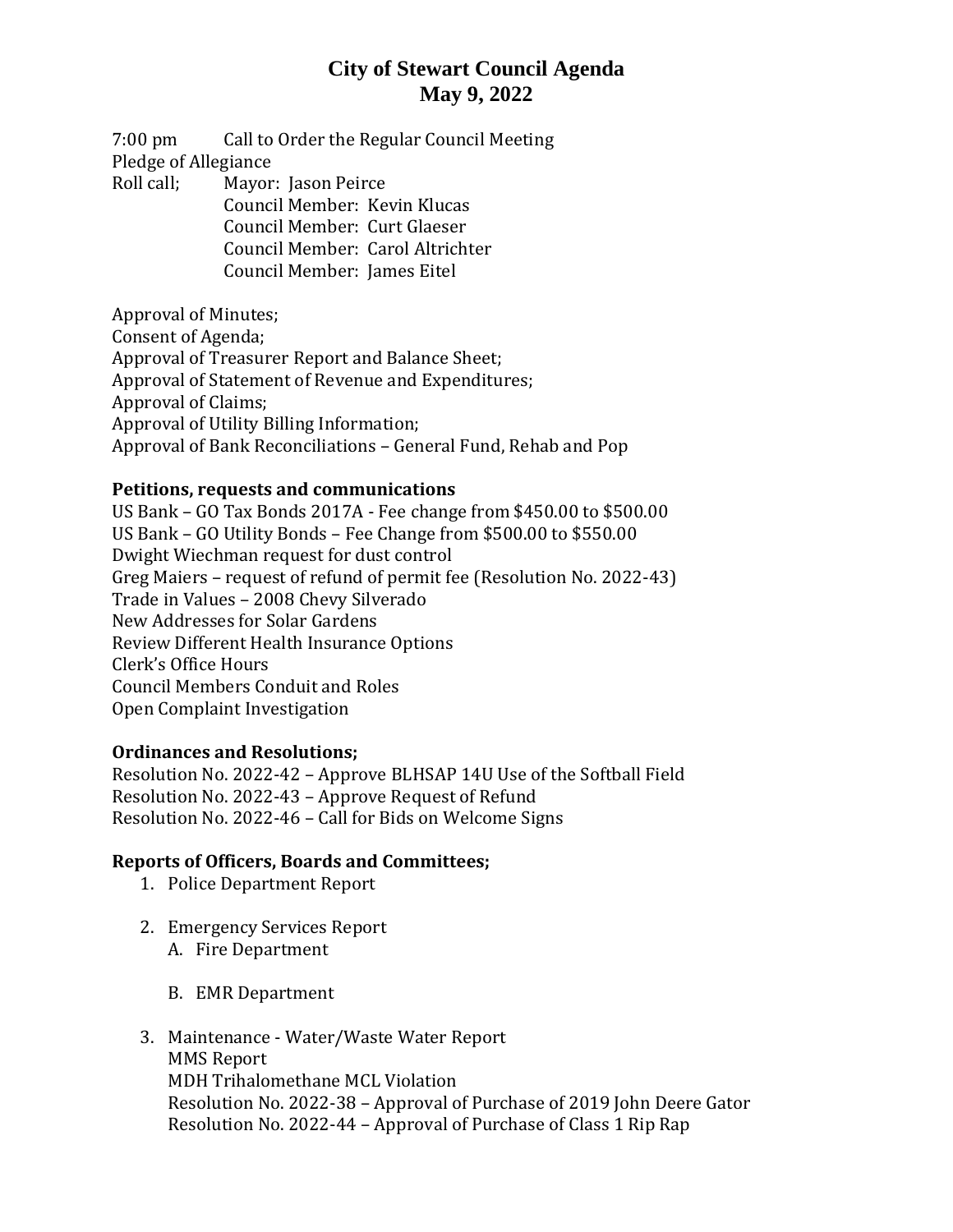# City of Stewart Council Agenda
## May 9, 2022

7:00 pm Call to Order the Regular Council Meeting

Pledge of Allegiance

Roll call; Mayor: Jason Peirce
Council Member: Kevin Klucas
Council Member: Curt Glaeser
Council Member: Carol Altrichter
Council Member: James Eitel

Approval of Minutes;
Consent of Agenda;
Approval of Treasurer Report and Balance Sheet;
Approval of Statement of Revenue and Expenditures;
Approval of Claims;
Approval of Utility Billing Information;
Approval of Bank Reconciliations – General Fund, Rehab and Pop

**Petitions, requests and communications**

US Bank – GO Tax Bonds 2017A - Fee change from $450.00 to $500.00
US Bank – GO Utility Bonds – Fee Change from $500.00 to $550.00
Dwight Wiechman request for dust control
Greg Maiers – request of refund of permit fee (Resolution No. 2022-43)
Trade in Values – 2008 Chevy Silverado
New Addresses for Solar Gardens
Review Different Health Insurance Options
Clerk's Office Hours
Council Members Conduit and Roles
Open Complaint Investigation

**Ordinances and Resolutions;**

Resolution No. 2022-42 – Approve BLHSAP 14U Use of the Softball Field
Resolution No. 2022-43 – Approve Request of Refund
Resolution No. 2022-46 – Call for Bids on Welcome Signs

**Reports of Officers, Boards and Committees;**

1. Police Department Report

2. Emergency Services Report
   A. Fire Department

   B. EMR Department

3. Maintenance - Water/Waste Water Report
   MMS Report
   MDH Trihalomethane MCL Violation
   Resolution No. 2022-38 – Approval of Purchase of 2019 John Deere Gator
   Resolution No. 2022-44 – Approval of Purchase of Class 1 Rip Rap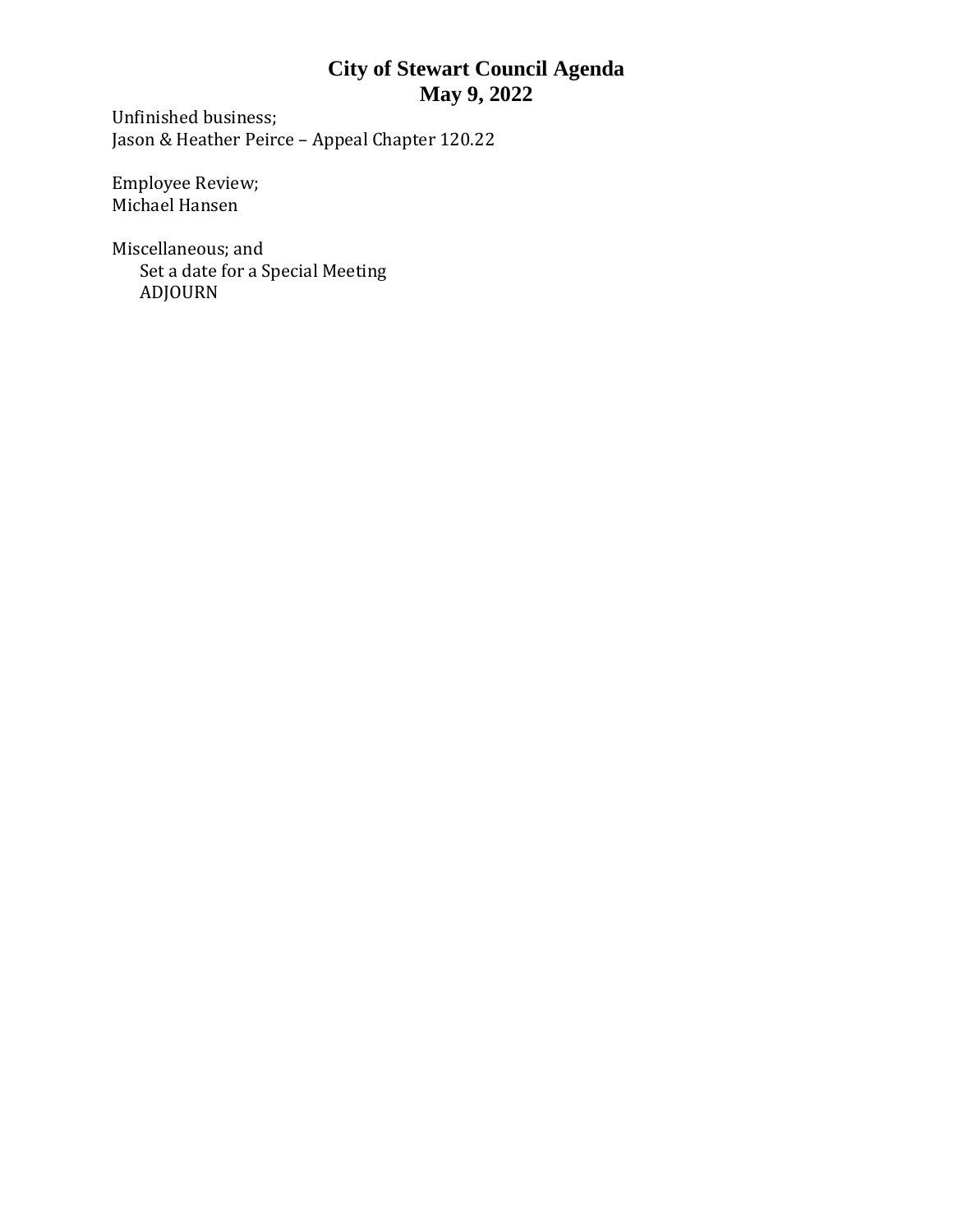# City of Stewart Council Agenda
## May 9, 2022

Unfinished business;
Jason & Heather Peirce – Appeal Chapter 120.22

Employee Review;
Michael Hansen

Miscellaneous; and
- Set a date for a Special Meeting
- ADJOURN